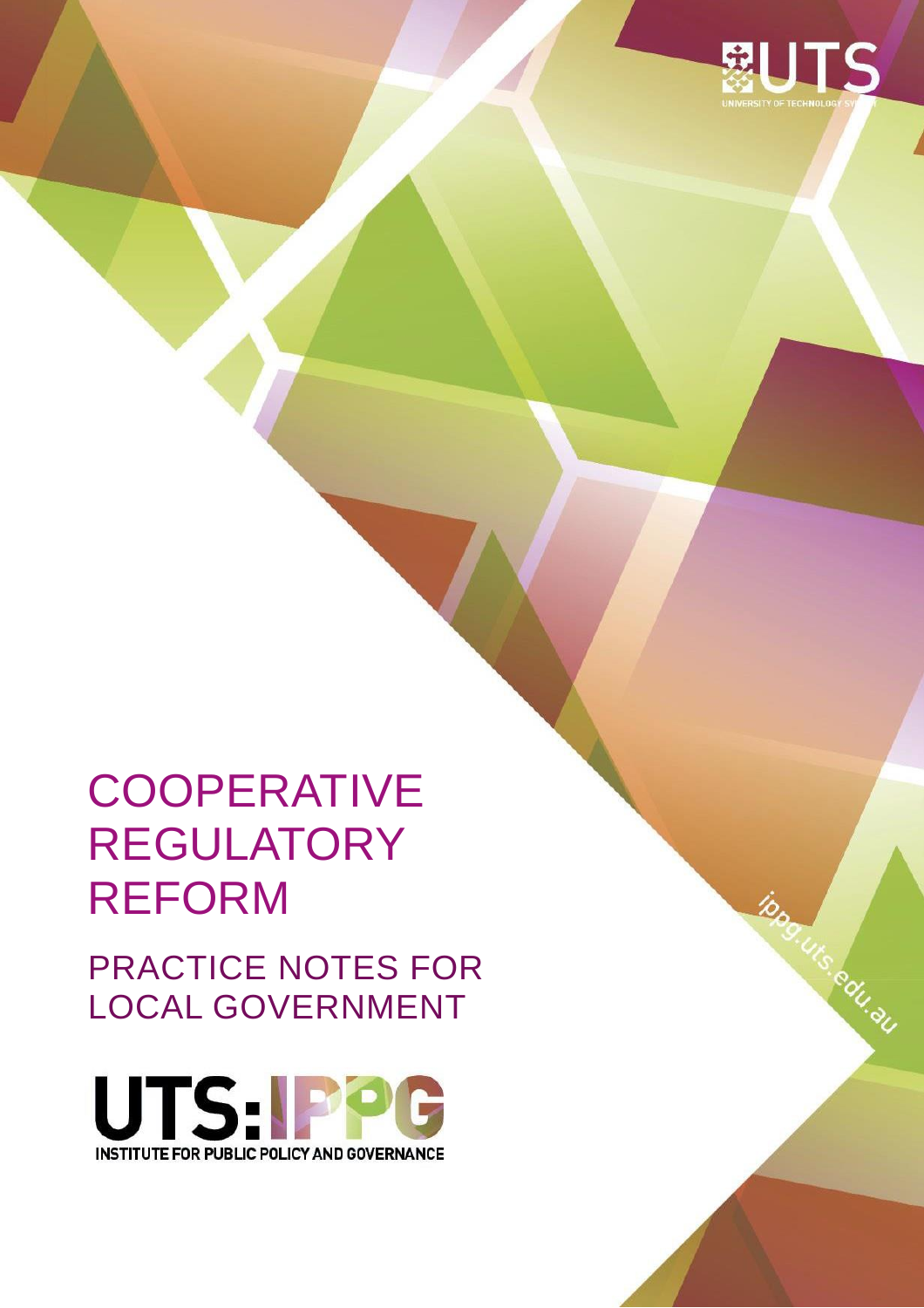UTS UNIVERSITY OF TECHNOLOGY SYDNEY

# COOPERATIVE REGULATORY REFORM

## PRACTICE NOTES FOR LOCAL GOVERNMENT

UTS:IPPG

INSTITUTE FOR PUBLIC POLICY AND GOVERNANCE

ippg.uts.edu.au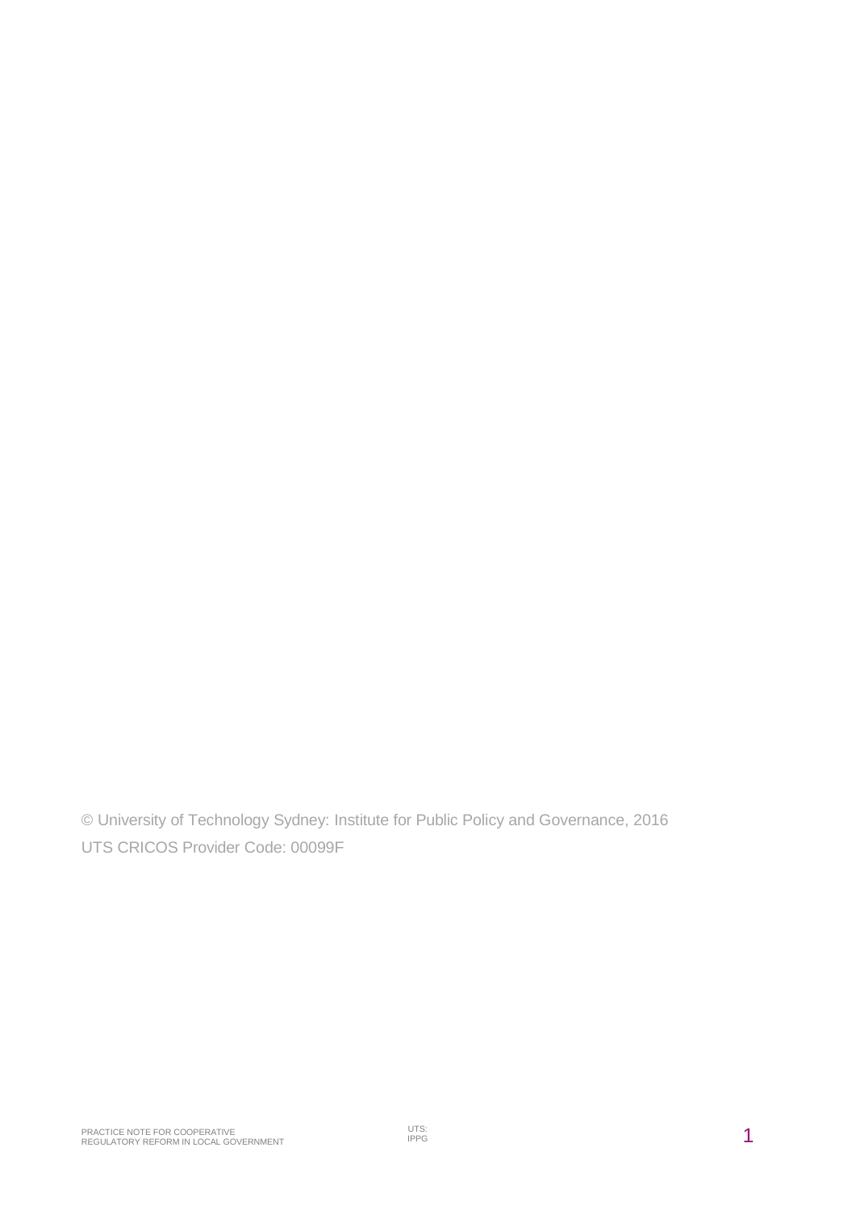© University of Technology Sydney: Institute for Public Policy and Governance, 2016

UTS CRICOS Provider Code: 00099F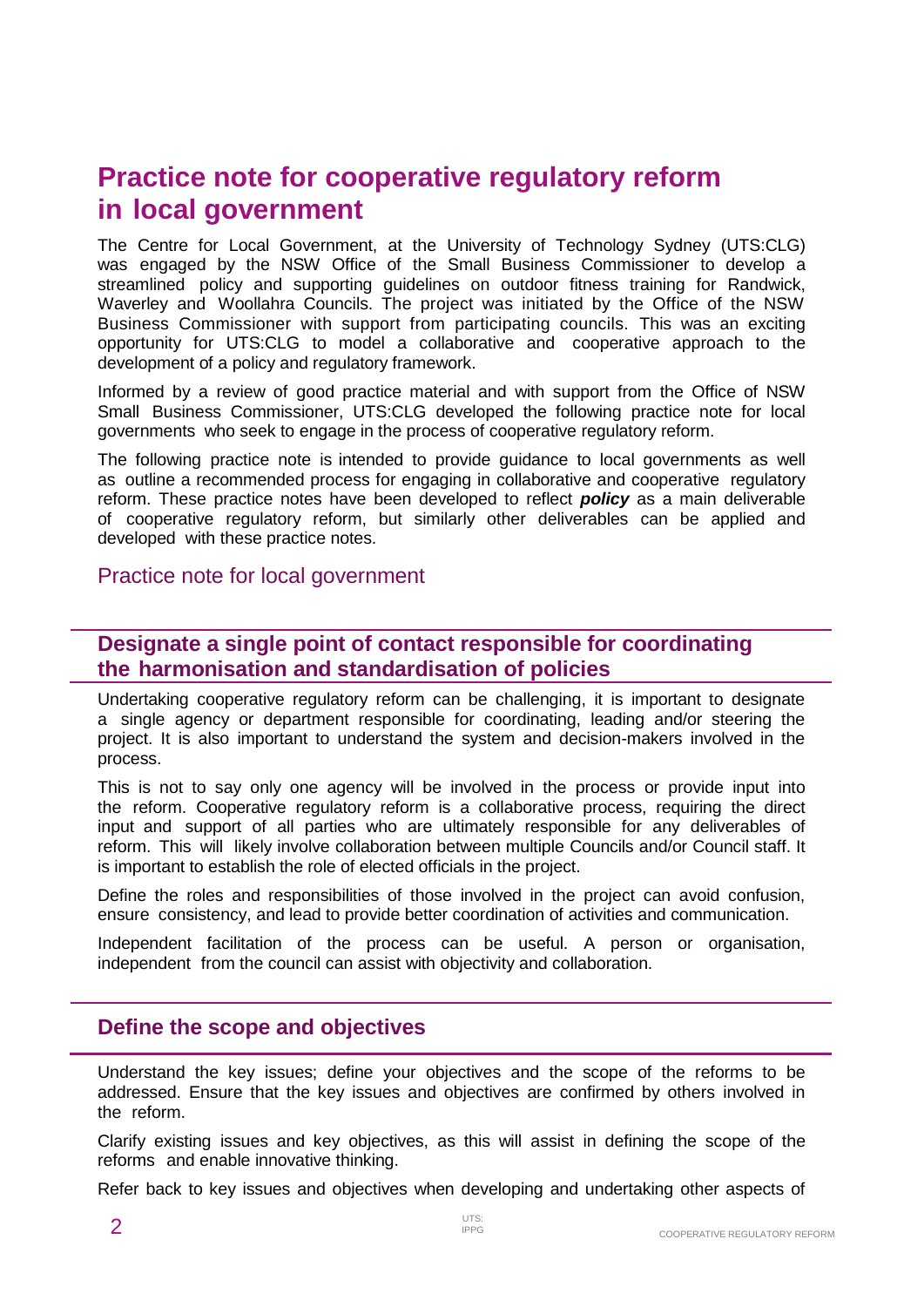# Practice note for cooperative regulatory reform in local government

The Centre for Local Government, at the University of Technology Sydney (UTS:CLG) was engaged by the NSW Office of the Small Business Commissioner to develop a streamlined policy and supporting guidelines on outdoor fitness training for Randwick, Waverley and Woollahra Councils. The project was initiated by the Office of the NSW Business Commissioner with support from participating councils. This was an exciting opportunity for UTS:CLG to model a collaborative and cooperative approach to the development of a policy and regulatory framework.

Informed by a review of good practice material and with support from the Office of NSW Small Business Commissioner, UTS:CLG developed the following practice note for local governments who seek to engage in the process of cooperative regulatory reform.

The following practice note is intended to provide guidance to local governments as well as outline a recommended process for engaging in collaborative and cooperative regulatory reform. These practice notes have been developed to reflect ***policy*** as a main deliverable of cooperative regulatory reform, but similarly other deliverables can be applied and developed with these practice notes.

## Practice note for local government

### Designate a single point of contact responsible for coordinating the harmonisation and standardisation of policies

Undertaking cooperative regulatory reform can be challenging, it is important to designate a single agency or department responsible for coordinating, leading and/or steering the project. It is also important to understand the system and decision-makers involved in the process.

This is not to say only one agency will be involved in the process or provide input into the reform. Cooperative regulatory reform is a collaborative process, requiring the direct input and support of all parties who are ultimately responsible for any deliverables of reform. This will likely involve collaboration between multiple Councils and/or Council staff. It is important to establish the role of elected officials in the project.

Define the roles and responsibilities of those involved in the project can avoid confusion, ensure consistency, and lead to provide better coordination of activities and communication.

Independent facilitation of the process can be useful. A person or organisation, independent from the council can assist with objectivity and collaboration.

### Define the scope and objectives

Understand the key issues; define your objectives and the scope of the reforms to be addressed. Ensure that the key issues and objectives are confirmed by others involved in the reform.

Clarify existing issues and key objectives, as this will assist in defining the scope of the reforms and enable innovative thinking.

Refer back to key issues and objectives when developing and undertaking other aspects of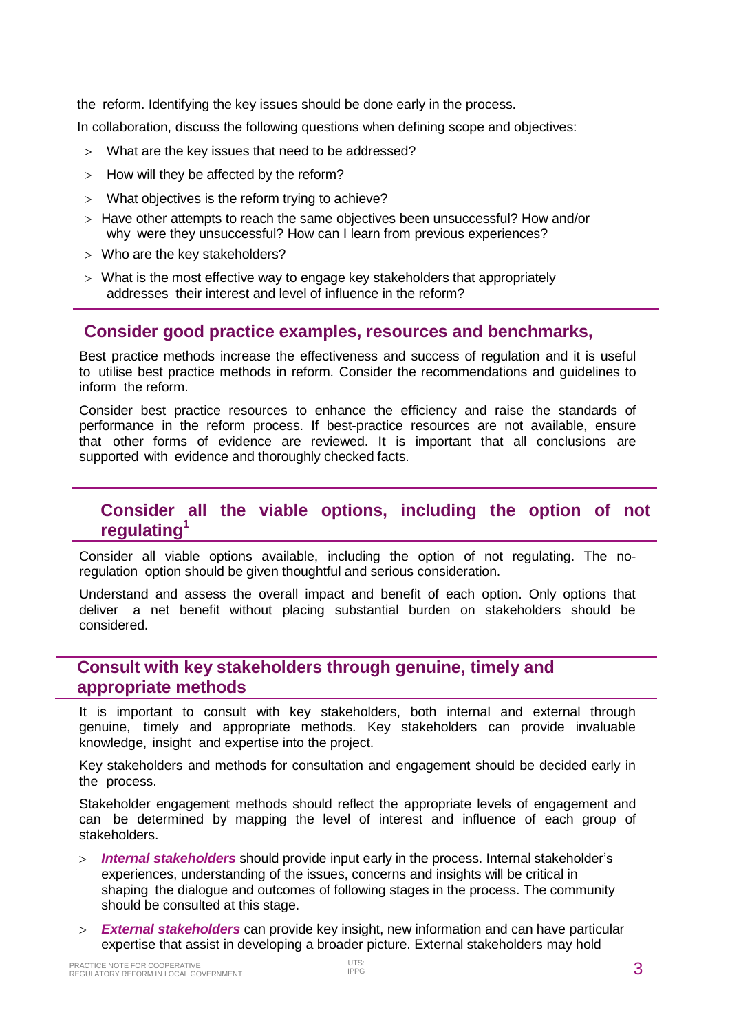the reform. Identifying the key issues should be done early in the process.

In collaboration, discuss the following questions when defining scope and objectives:

- What are the key issues that need to be addressed?
- How will they be affected by the reform?
- What objectives is the reform trying to achieve?
- Have other attempts to reach the same objectives been unsuccessful? How and/or why were they unsuccessful? How can I learn from previous experiences?
- Who are the key stakeholders?
- What is the most effective way to engage key stakeholders that appropriately addresses their interest and level of influence in the reform?

## Consider good practice examples, resources and benchmarks,

Best practice methods increase the effectiveness and success of regulation and it is useful to utilise best practice methods in reform. Consider the recommendations and guidelines to inform the reform.

Consider best practice resources to enhance the efficiency and raise the standards of performance in the reform process. If best-practice resources are not available, ensure that other forms of evidence are reviewed. It is important that all conclusions are supported with evidence and thoroughly checked facts.

## Consider all the viable options, including the option of not regulating[1]

Consider all viable options available, including the option of not regulating. The no-regulation option should be given thoughtful and serious consideration.

Understand and assess the overall impact and benefit of each option. Only options that deliver a net benefit without placing substantial burden on stakeholders should be considered.

## Consult with key stakeholders through genuine, timely and appropriate methods

It is important to consult with key stakeholders, both internal and external through genuine, timely and appropriate methods. Key stakeholders can provide invaluable knowledge, insight and expertise into the project.

Key stakeholders and methods for consultation and engagement should be decided early in the process.

Stakeholder engagement methods should reflect the appropriate levels of engagement and can be determined by mapping the level of interest and influence of each group of stakeholders.

- ***Internal stakeholders*** should provide input early in the process. Internal stakeholder's experiences, understanding of the issues, concerns and insights will be critical in shaping the dialogue and outcomes of following stages in the process. The community should be consulted at this stage.
- ***External stakeholders*** can provide key insight, new information and can have particular expertise that assist in developing a broader picture. External stakeholders may hold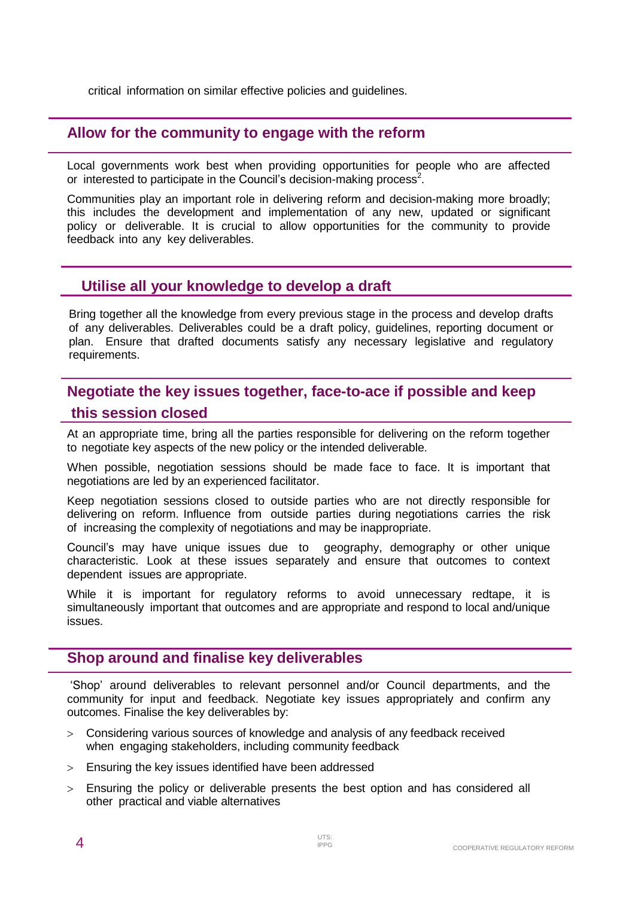critical information on similar effective policies and guidelines.

## Allow for the community to engage with the reform

Local governments work best when providing opportunities for people who are affected or interested to participate in the Council's decision-making process[2].

Communities play an important role in delivering reform and decision-making more broadly; this includes the development and implementation of any new, updated or significant policy or deliverable. It is crucial to allow opportunities for the community to provide feedback into any key deliverables.

## Utilise all your knowledge to develop a draft

Bring together all the knowledge from every previous stage in the process and develop drafts of any deliverables. Deliverables could be a draft policy, guidelines, reporting document or plan. Ensure that drafted documents satisfy any necessary legislative and regulatory requirements.

## Negotiate the key issues together, face-to-ace if possible and keep this session closed

At an appropriate time, bring all the parties responsible for delivering on the reform together to negotiate key aspects of the new policy or the intended deliverable.

When possible, negotiation sessions should be made face to face. It is important that negotiations are led by an experienced facilitator.

Keep negotiation sessions closed to outside parties who are not directly responsible for delivering on reform. Influence from outside parties during negotiations carries the risk of increasing the complexity of negotiations and may be inappropriate.

Council's may have unique issues due to geography, demography or other unique characteristic. Look at these issues separately and ensure that outcomes to context dependent issues are appropriate.

While it is important for regulatory reforms to avoid unnecessary redtape, it is simultaneously important that outcomes and are appropriate and respond to local and/unique issues.

## Shop around and finalise key deliverables

'Shop' around deliverables to relevant personnel and/or Council departments, and the community for input and feedback. Negotiate key issues appropriately and confirm any outcomes. Finalise the key deliverables by:

- Considering various sources of knowledge and analysis of any feedback received when engaging stakeholders, including community feedback
- Ensuring the key issues identified have been addressed
- Ensuring the policy or deliverable presents the best option and has considered all other practical and viable alternatives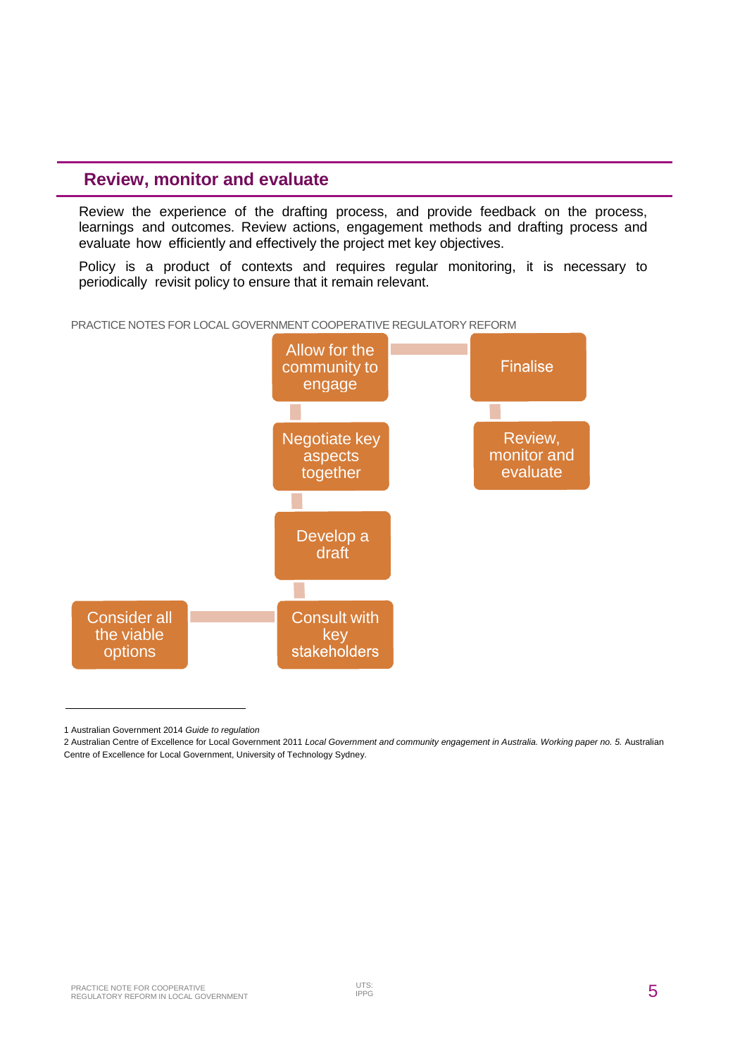## Review, monitor and evaluate

Review the experience of the drafting process, and provide feedback on the process, learnings and outcomes. Review actions, engagement methods and drafting process and evaluate how efficiently and effectively the project met key objectives.

Policy is a product of contexts and requires regular monitoring, it is necessary to periodically revisit policy to ensure that it remain relevant.

PRACTICE NOTES FOR LOCAL GOVERNMENT COOPERATIVE REGULATORY REFORM

- Consider all the viable options
- Consult with key stakeholders
- Develop a draft
- Negotiate key aspects together
- Allow for the community to engage
- Finalise
- Review, monitor and evaluate

---

1 Australian Government 2014 *Guide to regulation*

2 Australian Centre of Excellence for Local Government 2011 *Local Government and community engagement in Australia. Working paper no. 5.* Australian Centre of Excellence for Local Government, University of Technology Sydney.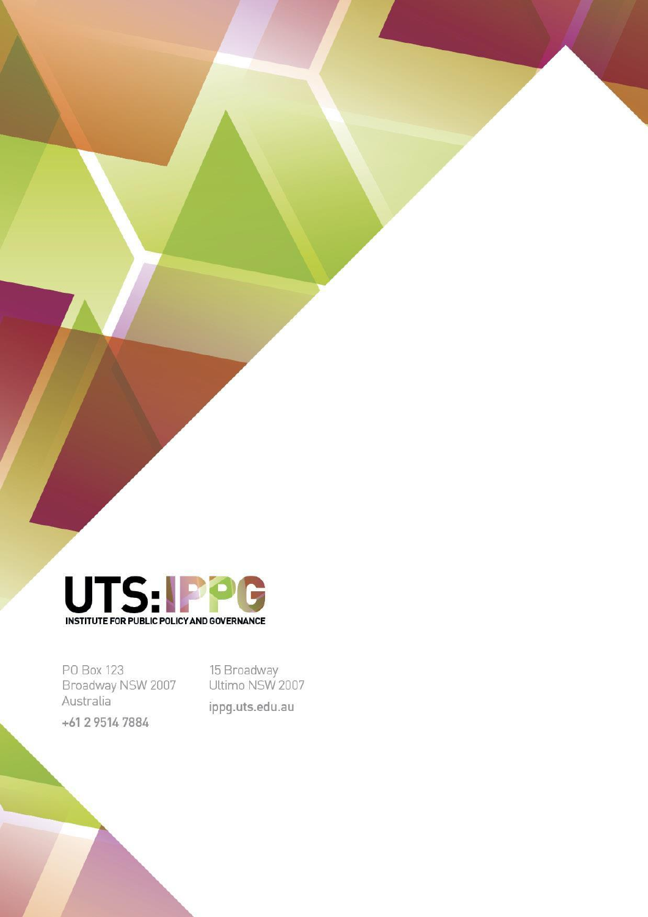UTS:IPPG

INSTITUTE FOR PUBLIC POLICY AND GOVERNANCE

PO Box 123
Broadway NSW 2007
Australia

+61 2 9514 7884

15 Broadway
Ultimo NSW 2007

ippg.uts.edu.au